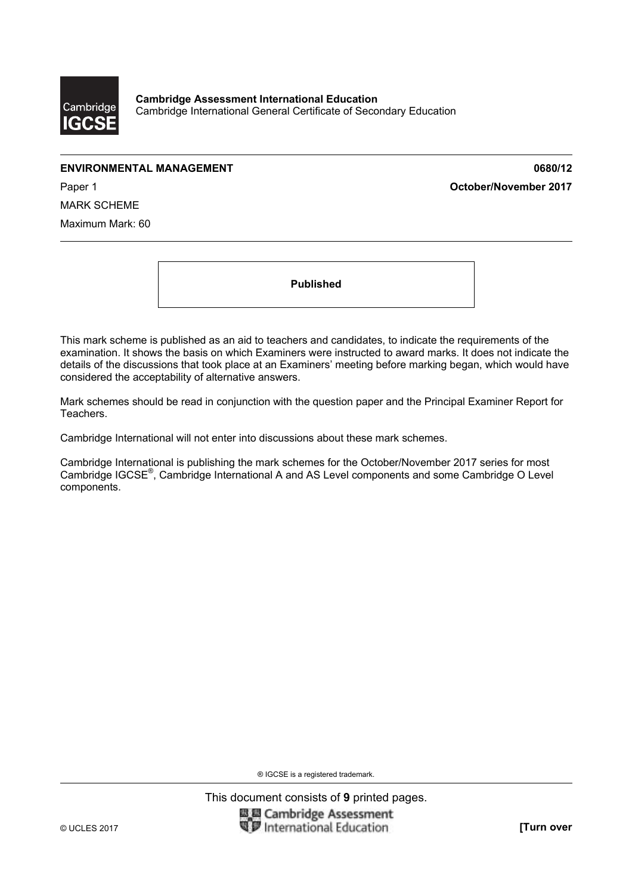**Cambridge Assessment International Education**
Cambridge International General Certificate of Secondary Education

**ENVIRONMENTAL MANAGEMENT** **0680/12**

Paper 1 **October/November 2017**

MARK SCHEME

Maximum Mark: 60

**Published**

This mark scheme is published as an aid to teachers and candidates, to indicate the requirements of the examination. It shows the basis on which Examiners were instructed to award marks. It does not indicate the details of the discussions that took place at an Examiners' meeting before marking began, which would have considered the acceptability of alternative answers.

Mark schemes should be read in conjunction with the question paper and the Principal Examiner Report for Teachers.

Cambridge International will not enter into discussions about these mark schemes.

Cambridge International is publishing the mark schemes for the October/November 2017 series for most Cambridge IGCSE®, Cambridge International A and AS Level components and some Cambridge O Level components.

® IGCSE is a registered trademark.

This document consists of **9** printed pages.

© UCLES 2017 **[Turn over**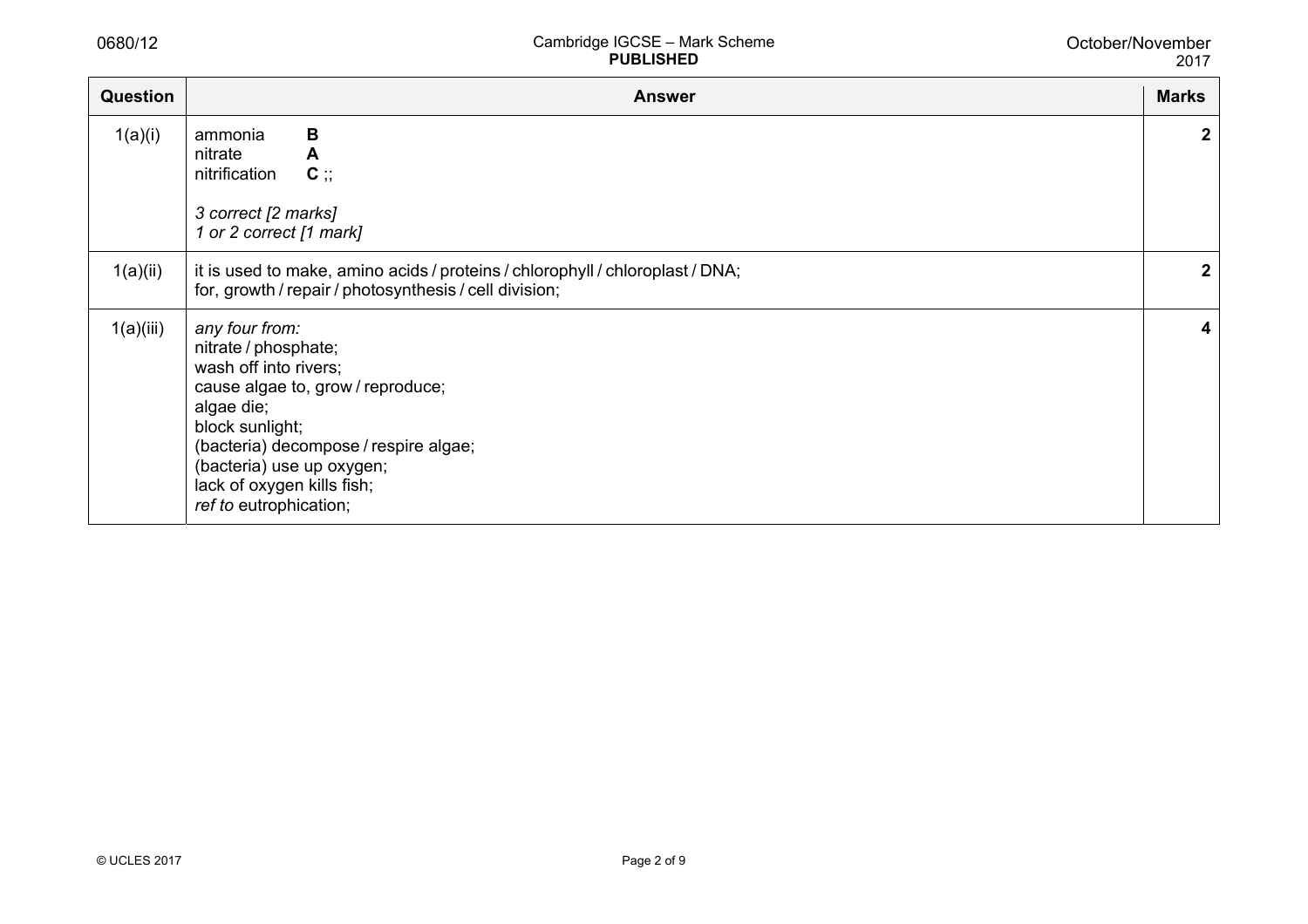| Question | Answer | Marks |
|---|---|---|
| 1(a)(i) | ammonia **B**<br>nitrate **A**<br>nitrification **C** ;;<br><br>*3 correct [2 marks]*<br>*1 or 2 correct [1 mark]* | **2** |
| 1(a)(ii) | it is used to make, amino acids / proteins / chlorophyll / chloroplast / DNA;<br>for, growth / repair / photosynthesis / cell division; | **2** |
| 1(a)(iii) | *any four from:*<br>nitrate / phosphate;<br>wash off into rivers;<br>cause algae to, grow / reproduce;<br>algae die;<br>block sunlight;<br>(bacteria) decompose / respire algae;<br>(bacteria) use up oxygen;<br>lack of oxygen kills fish;<br>*ref to* eutrophication; | **4** |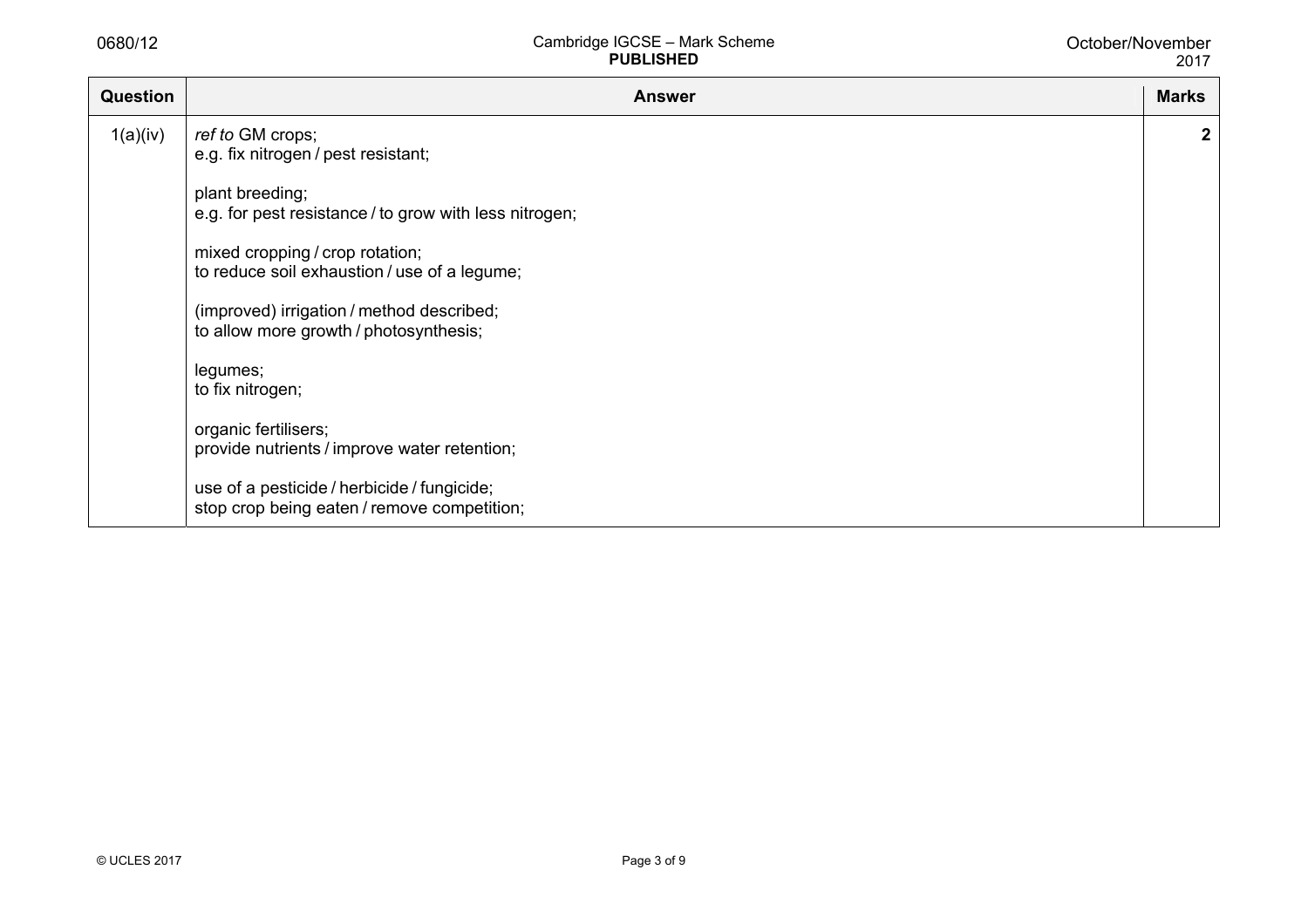| Question | Answer | Marks |
|---|---|---|
| 1(a)(iv) | *ref to* GM crops;<br>e.g. fix nitrogen / pest resistant;<br><br>plant breeding;<br>e.g. for pest resistance / to grow with less nitrogen;<br><br>mixed cropping / crop rotation;<br>to reduce soil exhaustion / use of a legume;<br><br>(improved) irrigation / method described;<br>to allow more growth / photosynthesis;<br><br>legumes;<br>to fix nitrogen;<br><br>organic fertilisers;<br>provide nutrients / improve water retention;<br><br>use of a pesticide / herbicide / fungicide;<br>stop crop being eaten / remove competition; | 2 |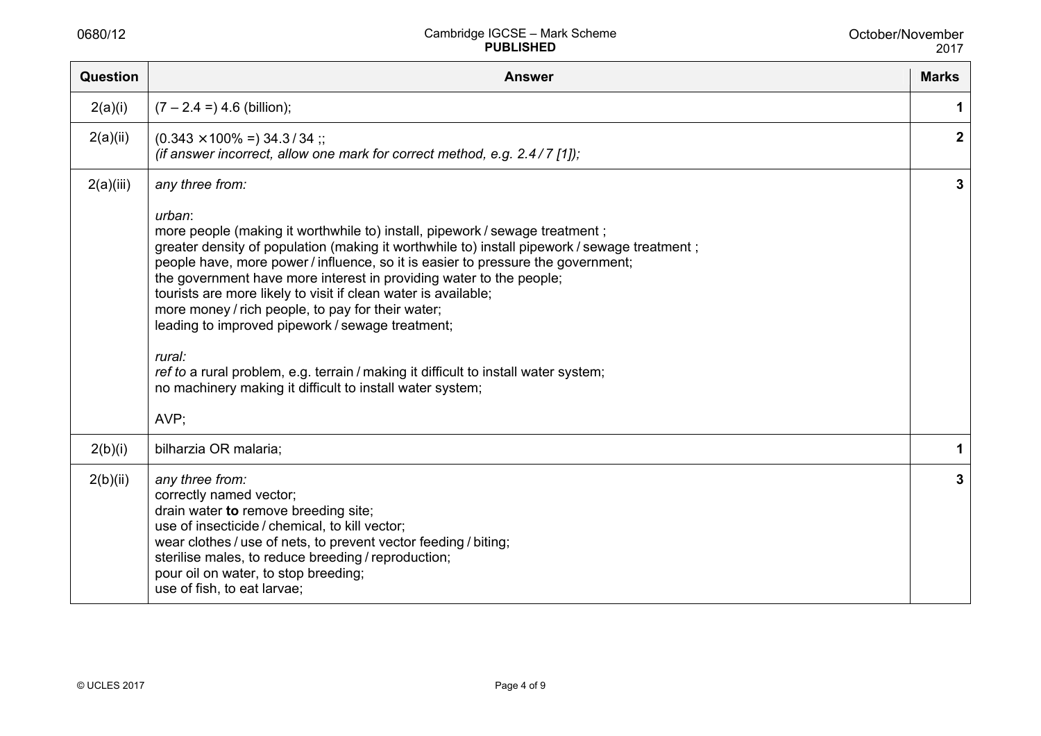| Question | Answer | Marks |
|---|---|---|
| 2(a)(i) | (7 – 2.4 =) 4.6 (billion); | 1 |
| 2(a)(ii) | (0.343 × 100% =) 34.3 / 34 ;;<br>*(if answer incorrect, allow one mark for correct method, e.g. 2.4 / 7 [1]);* | 2 |
| 2(a)(iii) | *any three from:*<br><br>*urban*:<br>more people (making it worthwhile to) install, pipework / sewage treatment ;<br>greater density of population (making it worthwhile to) install pipework / sewage treatment ;<br>people have, more power / influence, so it is easier to pressure the government;<br>the government have more interest in providing water to the people;<br>tourists are more likely to visit if clean water is available;<br>more money / rich people, to pay for their water;<br>leading to improved pipework / sewage treatment;<br><br>*rural:*<br>*ref to* a rural problem, e.g. terrain / making it difficult to install water system;<br>no machinery making it difficult to install water system;<br><br>AVP; | 3 |
| 2(b)(i) | bilharzia OR malaria; | 1 |
| 2(b)(ii) | *any three from:*<br>correctly named vector;<br>drain water **to** remove breeding site;<br>use of insecticide / chemical, to kill vector;<br>wear clothes / use of nets, to prevent vector feeding / biting;<br>sterilise males, to reduce breeding / reproduction;<br>pour oil on water, to stop breeding;<br>use of fish, to eat larvae; | 3 |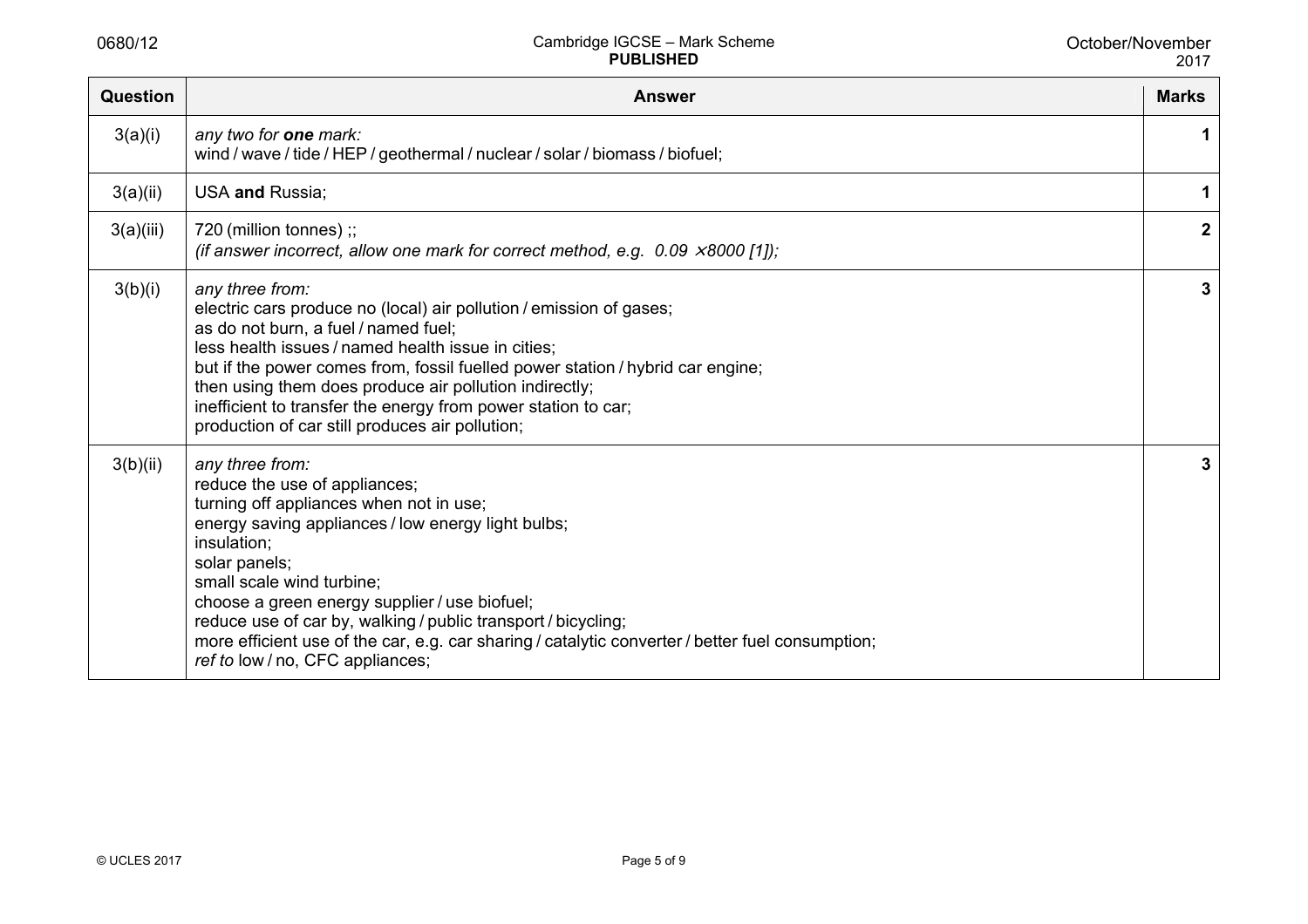| Question | Answer | Marks |
|---|---|---|
| 3(a)(i) | *any two for **one** mark:*<br>wind / wave / tide / HEP / geothermal / nuclear / solar / biomass / biofuel; | 1 |
| 3(a)(ii) | USA **and** Russia; | 1 |
| 3(a)(iii) | 720 (million tonnes) ;;<br>*(if answer incorrect, allow one mark for correct method, e.g. 0.09 $\times$8000 [1]);* | 2 |
| 3(b)(i) | *any three from:*<br>electric cars produce no (local) air pollution / emission of gases;<br>as do not burn, a fuel / named fuel;<br>less health issues / named health issue in cities;<br>but if the power comes from, fossil fuelled power station / hybrid car engine;<br>then using them does produce air pollution indirectly;<br>inefficient to transfer the energy from power station to car;<br>production of car still produces air pollution; | 3 |
| 3(b)(ii) | *any three from:*<br>reduce the use of appliances;<br>turning off appliances when not in use;<br>energy saving appliances / low energy light bulbs;<br>insulation;<br>solar panels;<br>small scale wind turbine;<br>choose a green energy supplier / use biofuel;<br>reduce use of car by, walking / public transport / bicycling;<br>more efficient use of the car, e.g. car sharing / catalytic converter / better fuel consumption;<br>*ref to* low / no, CFC appliances; | 3 |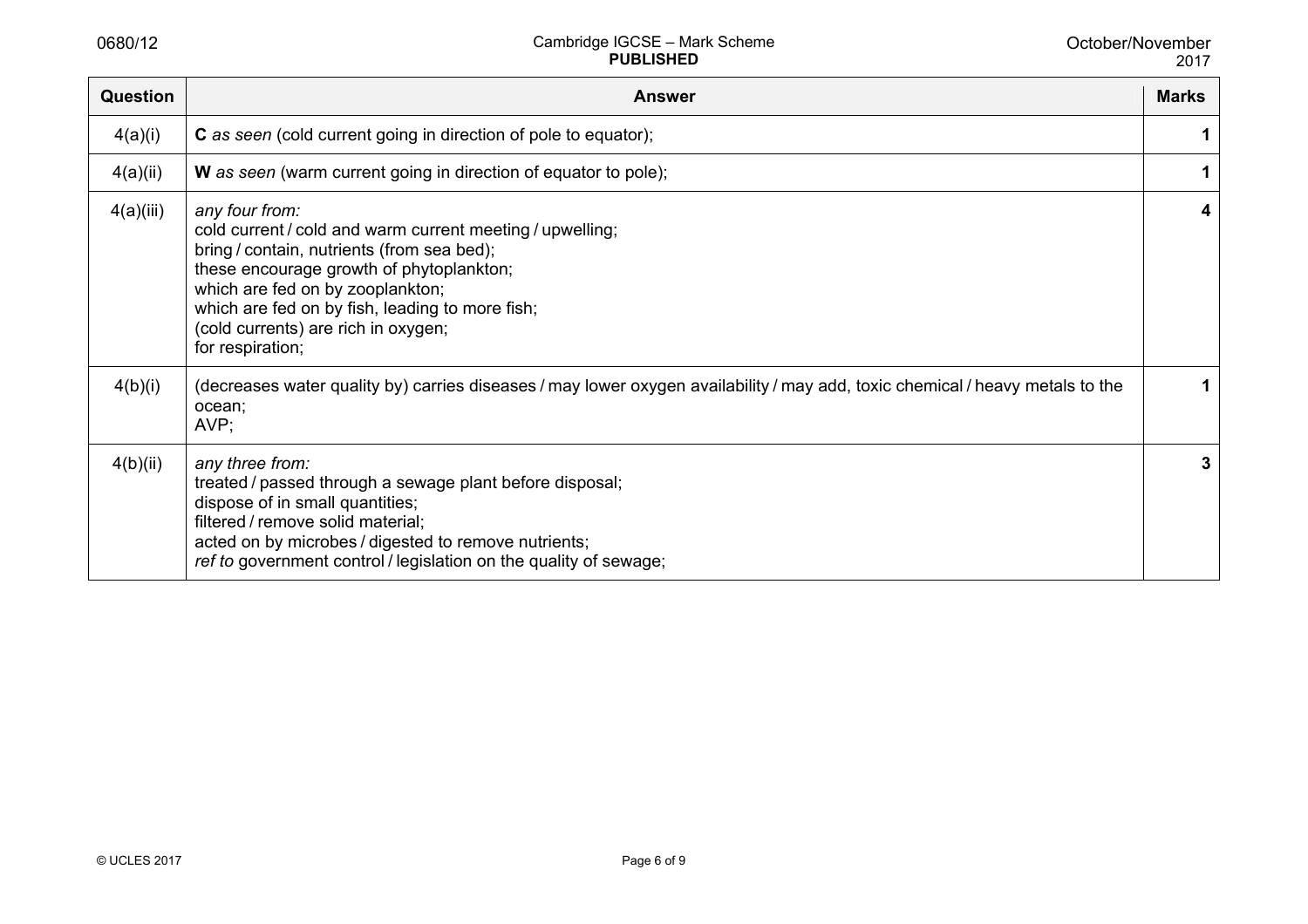| Question | Answer | Marks |
|---|---|---|
| 4(a)(i) | **C** *as seen* (cold current going in direction of pole to equator); | 1 |
| 4(a)(ii) | **W** *as seen* (warm current going in direction of equator to pole); | 1 |
| 4(a)(iii) | *any four from:*<br>cold current / cold and warm current meeting / upwelling;<br>bring / contain, nutrients (from sea bed);<br>these encourage growth of phytoplankton;<br>which are fed on by zooplankton;<br>which are fed on by fish, leading to more fish;<br>(cold currents) are rich in oxygen;<br>for respiration; | 4 |
| 4(b)(i) | (decreases water quality by) carries diseases / may lower oxygen availability / may add, toxic chemical / heavy metals to the ocean;<br>AVP; | 1 |
| 4(b)(ii) | *any three from:*<br>treated / passed through a sewage plant before disposal;<br>dispose of in small quantities;<br>filtered / remove solid material;<br>acted on by microbes / digested to remove nutrients;<br>*ref to* government control / legislation on the quality of sewage; | 3 |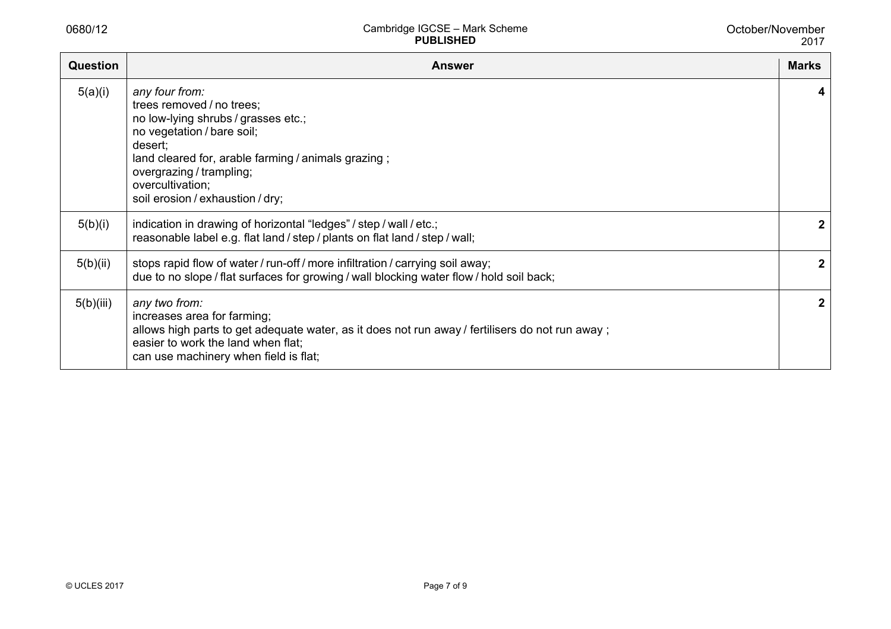| Question | Answer | Marks |
|---|---|---|
| 5(a)(i) | *any four from:*<br>trees removed / no trees;<br>no low-lying shrubs / grasses etc.;<br>no vegetation / bare soil;<br>desert;<br>land cleared for, arable farming / animals grazing ;<br>overgrazing / trampling;<br>overcultivation;<br>soil erosion / exhaustion / dry; | 4 |
| 5(b)(i) | indication in drawing of horizontal "ledges" / step / wall / etc.;<br>reasonable label e.g. flat land / step / plants on flat land / step / wall; | 2 |
| 5(b)(ii) | stops rapid flow of water / run-off / more infiltration / carrying soil away;<br>due to no slope / flat surfaces for growing / wall blocking water flow / hold soil back; | 2 |
| 5(b)(iii) | *any two from:*<br>increases area for farming;<br>allows high parts to get adequate water, as it does not run away / fertilisers do not run away ;<br>easier to work the land when flat;<br>can use machinery when field is flat; | 2 |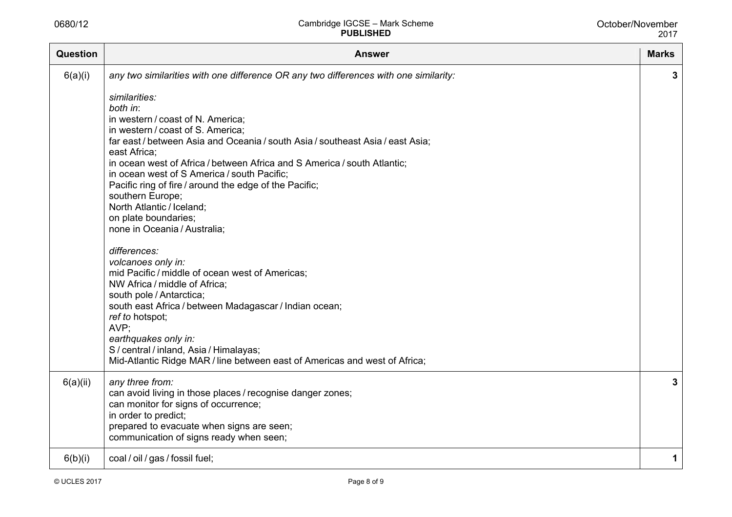| Question | Answer | Marks |
|---|---|---|
| 6(a)(i) | *any two similarities with one difference OR any two differences with one similarity:*<br><br>*similarities:*<br>*both in*:<br>in western / coast of N. America;<br>in western / coast of S. America;<br>far east / between Asia and Oceania / south Asia / southeast Asia / east Asia;<br>east Africa;<br>in ocean west of Africa / between Africa and S America / south Atlantic;<br>in ocean west of S America / south Pacific;<br>Pacific ring of fire / around the edge of the Pacific;<br>southern Europe;<br>North Atlantic / Iceland;<br>on plate boundaries;<br>none in Oceania / Australia;<br><br>*differences:*<br>*volcanoes only in:*<br>mid Pacific / middle of ocean west of Americas;<br>NW Africa / middle of Africa;<br>south pole / Antarctica;<br>south east Africa / between Madagascar / Indian ocean;<br>*ref to* hotspot;<br>AVP;<br>*earthquakes only in:*<br>S / central / inland, Asia / Himalayas;<br>Mid-Atlantic Ridge MAR / line between east of Americas and west of Africa; | 3 |
| 6(a)(ii) | *any three from:*<br>can avoid living in those places / recognise danger zones;<br>can monitor for signs of occurrence;<br>in order to predict;<br>prepared to evacuate when signs are seen;<br>communication of signs ready when seen; | 3 |
| 6(b)(i) | coal / oil / gas / fossil fuel; | 1 |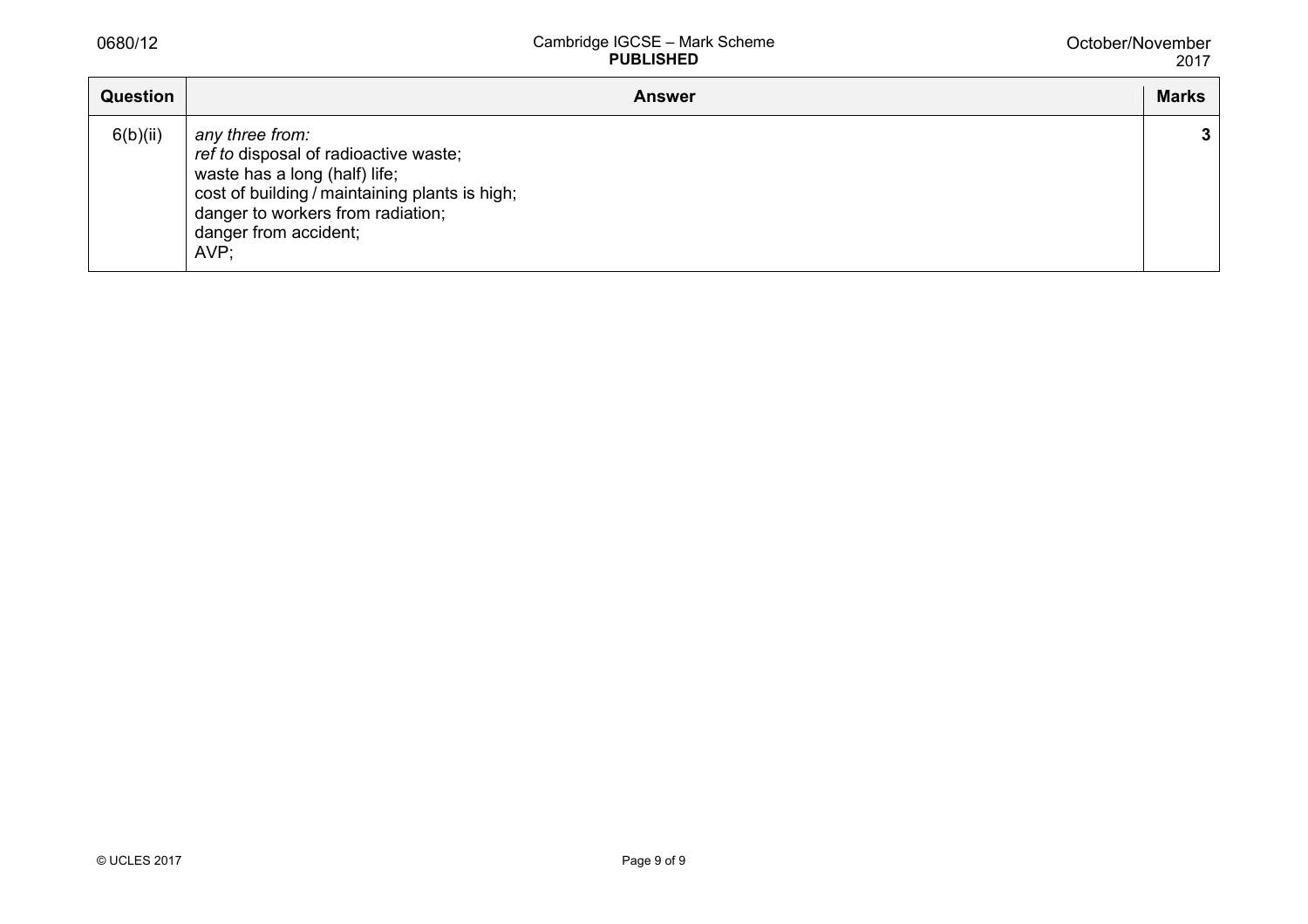| Question | Answer | Marks |
| --- | --- | --- |
| 6(b)(ii) | *any three from:*<br>*ref to* disposal of radioactive waste;<br>waste has a long (half) life;<br>cost of building / maintaining plants is high;<br>danger to workers from radiation;<br>danger from accident;<br>AVP; | **3** |